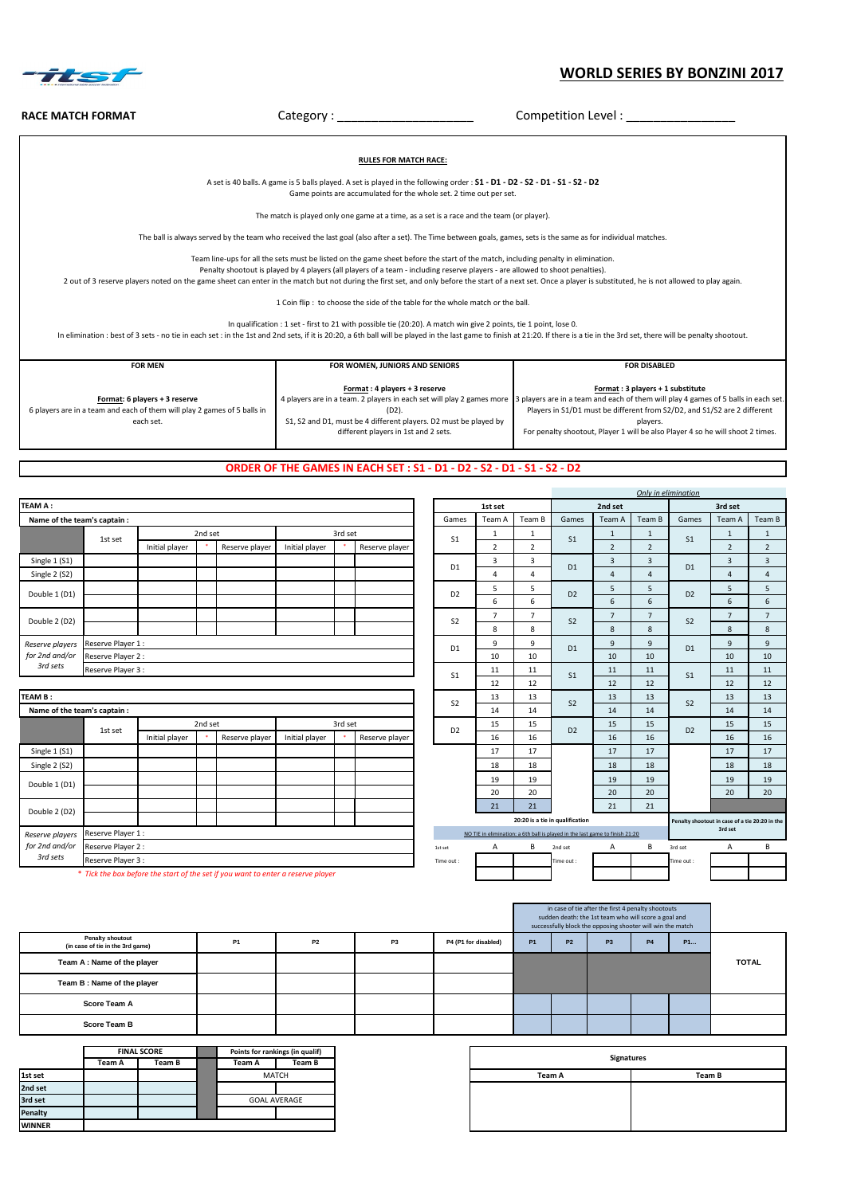# WORLD SERIES BY BONZINI 2017

**RACE MATCH FORMAT** Category : ____________________ Competition Level : ________________

**RULES FOR MATCH RACE:**

A set is 40 balls. A game is 5 balls played. A set is played in the following order : **S1 - D1 - D2 - S2 - D1 - S1 - S2 - D2**
Game points are accumulated for the whole set. 2 time out per set.

The match is played only one game at a time, as a set is a race and the team (or player).

The ball is always served by the team who received the last goal (also after a set). The Time between goals, games, sets is the same as for individual matches.

Team line-ups for all the sets must be listed on the game sheet before the start of the match, including penalty in elimination.
Penalty shootout is played by 4 players (all players of a team - including reserve players - are allowed to shoot penalties).
2 out of 3 reserve players noted on the game sheet can enter in the match but not during the first set, and only before the start of a next set. Once a player is substituted, he is not allowed to play again.

1 Coin flip : to choose the side of the table for the whole match or the ball.

In qualification : 1 set - first to 21 with possible tie (20:20). A match win give 2 points, tie 1 point, lose 0.
In elimination : best of 3 sets - no tie in each set : in the 1st and 2nd sets, if it is 20:20, a 6th ball will be played in the last game to finish at 21:20. If there is a tie in the 3rd set, there will be penalty shootout.

| FOR MEN | FOR WOMEN, JUNIORS AND SENIORS | FOR DISABLED |
|---|---|---|
| **Format: 6 players + 3 reserve** 6 players are in a team and each of them will play 2 games of 5 balls in each set. | **Format : 4 players + 3 reserve** 4 players are in a team. 2 players in each set will play 2 games more (D2). S1, S2 and D1, must be 4 different players. D2 must be played by different players in 1st and 2 sets. | **Format : 3 players + 1 substitute** 3 players are in a team and each of them will play 4 games of 5 balls in each set. Players in S1/D1 must be different from S2/D2, and S1/S2 are 2 different players. For penalty shootout, Player 1 will be also Player 4 so he will shoot 2 times. |

**ORDER OF THE GAMES IN EACH SET : S1 - D1 - D2 - S2 - D1 - S1 - S2 - D2**

**TEAM A :**

Name of the team's captain :

| | 1st set | 2nd set Initial player | * | 2nd set Reserve player | 3rd set Initial player | * | 3rd set Reserve player |
|---|---|---|---|---|---|---|---|
| Single 1 (S1) | | | | | | | |
| Single 2 (S2) | | | | | | | |
| Double 1 (D1) | | | | | | | |
| | | | | | | | |
| Double 2 (D2) | | | | | | | |
| | | | | | | | |
| *Reserve players for 2nd and/or 3rd sets* | Reserve Player 1 : | | | | | | |
| | Reserve Player 2 : | | | | | | |
| | Reserve Player 3 : | | | | | | |

**TEAM B :**

Name of the team's captain :

| | 1st set | 2nd set Initial player | * | 2nd set Reserve player | 3rd set Initial player | * | 3rd set Reserve player |
|---|---|---|---|---|---|---|---|
| Single 1 (S1) | | | | | | | |
| Single 2 (S2) | | | | | | | |
| Double 1 (D1) | | | | | | | |
| | | | | | | | |
| Double 2 (D2) | | | | | | | |
| | | | | | | | |
| *Reserve players for 2nd and/or 3rd sets* | Reserve Player 1 : | | | | | | |
| | Reserve Player 2 : | | | | | | |
| | Reserve Player 3 : | | | | | | |

*\* Tick the box before the start of the set if you want to enter a reserve player*

*Only in elimination* (2nd set and 3rd set)

| Games | 1st set Team A | 1st set Team B | Games | 2nd set Team A | 2nd set Team B | Games | 3rd set Team A | 3rd set Team B |
|---|---|---|---|---|---|---|---|---|
| S1 | 1 | 1 | S1 | 1 | 1 | S1 | 1 | 1 |
| | 2 | 2 | | 2 | 2 | | 2 | 2 |
| D1 | 3 | 3 | D1 | 3 | 3 | D1 | 3 | 3 |
| | 4 | 4 | | 4 | 4 | | 4 | 4 |
| D2 | 5 | 5 | D2 | 5 | 5 | D2 | 5 | 5 |
| | 6 | 6 | | 6 | 6 | | 6 | 6 |
| S2 | 7 | 7 | S2 | 7 | 7 | S2 | 7 | 7 |
| | 8 | 8 | | 8 | 8 | | 8 | 8 |
| D1 | 9 | 9 | D1 | 9 | 9 | D1 | 9 | 9 |
| | 10 | 10 | | 10 | 10 | | 10 | 10 |
| S1 | 11 | 11 | S1 | 11 | 11 | S1 | 11 | 11 |
| | 12 | 12 | | 12 | 12 | | 12 | 12 |
| S2 | 13 | 13 | S2 | 13 | 13 | S2 | 13 | 13 |
| | 14 | 14 | | 14 | 14 | | 14 | 14 |
| D2 | 15 | 15 | D2 | 15 | 15 | D2 | 15 | 15 |
| | 16 | 16 | | 16 | 16 | | 16 | 16 |
| | 17 | 17 | | 17 | 17 | | 17 | 17 |
| | 18 | 18 | | 18 | 18 | | 18 | 18 |
| | 19 | 19 | | 19 | 19 | | 19 | 19 |
| | 20 | 20 | | 20 | 20 | | 20 | 20 |
| | 21 | 21 | | 21 | 21 | | | |

20:20 is a tie in qualification

NO TIE in elimination: a 6th ball is played in the last game to finish 21:20

Penalty shootout in case of a tie 20:20 in the 3rd set

| 1st set | A | B | 2nd set | A | B | 3rd set | A | B |
|---|---|---|---|---|---|---|---|---|
| Time out : | | | Time out : | | | Time out : | | |
| | | | | | | | | |

in case of tie after the first 4 penalty shootouts sudden death: the 1st team who will score a goal and successfully block the opposing shooter will win the match

| Penalty shoutout (in case of tie in the 3rd game) | P1 | P2 | P3 | P4 (P1 for disabled) | P1 | P2 | P3 | P4 | P1... | TOTAL |
|---|---|---|---|---|---|---|---|---|---|---|
| Team A : Name of the player | | | | | | | | | | |
| Team B : Name of the player | | | | | | | | | | |
| Score Team A | | | | | | | | | | |
| Score Team B | | | | | | | | | | |

| | FINAL SCORE Team A | FINAL SCORE Team B | Points for rankings (in qualif) Team A | Points for rankings (in qualif) Team B |
|---|---|---|---|---|
| 1st set | | | MATCH | |
| 2nd set | | | | |
| 3rd set | | | GOAL AVERAGE | |
| Penalty | | | | |
| WINNER | | | | |

| Signatures | |
|---|---|
| Team A | Team B |
| | |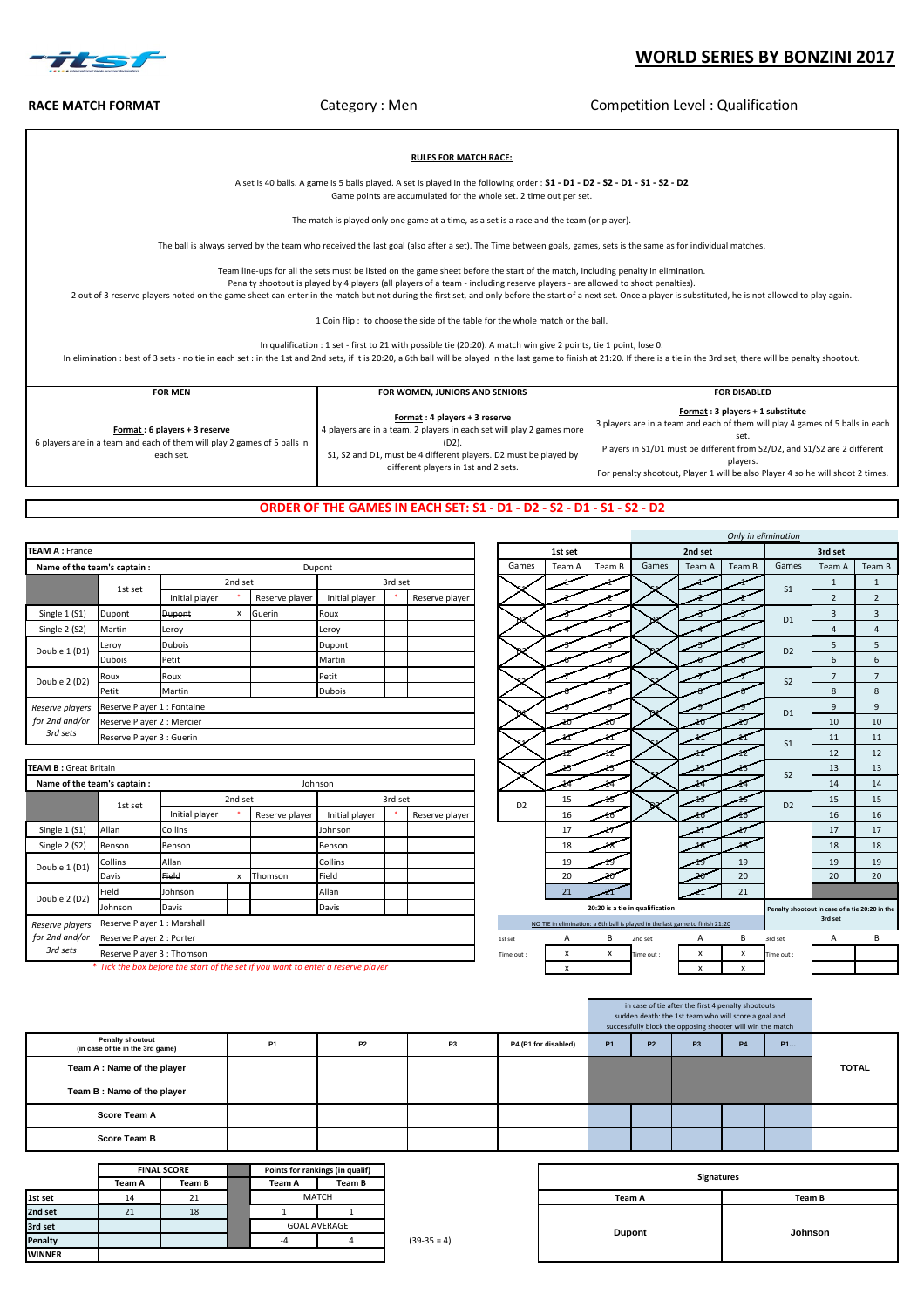# WORLD SERIES BY BONZINI 2017

**RACE MATCH FORMAT** | Category : Men | Competition Level : Qualification

**RULES FOR MATCH RACE:**

A set is 40 balls. A game is 5 balls played. A set is played in the following order : **S1 - D1 - D2 - S2 - D1 - S1 - S2 - D2**
Game points are accumulated for the whole set. 2 time out per set.

The match is played only one game at a time, as a set is a race and the team (or player).

The ball is always served by the team who received the last goal (also after a set). The Time between goals, games, sets is the same as for individual matches.

Team line-ups for all the sets must be listed on the game sheet before the start of the match, including penalty in elimination.
Penalty shootout is played by 4 players (all players of a team - including reserve players - are allowed to shoot penalties).
2 out of 3 reserve players noted on the game sheet can enter in the match but not during the first set, and only before the start of a next set. Once a player is substituted, he is not allowed to play again.

1 Coin flip : to choose the side of the table for the whole match or the ball.

In qualification : 1 set - first to 21 with possible tie (20:20). A match win give 2 points, tie 1 point, lose 0.
In elimination : best of 3 sets - no tie in each set : in the 1st and 2nd sets, if it is 20:20, a 6th ball will be played in the last game to finish at 21:20. If there is a tie in the 3rd set, there will be penalty shootout.

| FOR MEN | FOR WOMEN, JUNIORS AND SENIORS | FOR DISABLED |
|---|---|---|
| **Format : 6 players + 3 reserve**<br>6 players are in a team and each of them will play 2 games of 5 balls in each set. | **Format : 4 players + 3 reserve**<br>4 players are in a team. 2 players in each set will play 2 games more (D2).<br>S1, S2 and D1, must be 4 different players. D2 must be played by different players in 1st and 2 sets. | **Format : 3 players + 1 substitute**<br>3 players are in a team and each of them will play 4 games of 5 balls in each set.<br>Players in S1/D1 must be different from S2/D2, and S1/S2 are 2 different players.<br>For penalty shootout, Player 1 will be also Player 4 so he will shoot 2 times. |

**ORDER OF THE GAMES IN EACH SET: S1 - D1 - D2 - S2 - D1 - S1 - S2 - D2**

**TEAM A** : France

| Name of the team's captain : | Dupont | | | | | | |
|---|---|---|---|---|---|---|---|
| | 1st set | 2nd set | | | 3rd set | | |
| | | Initial player | * | Reserve player | Initial player | * | Reserve player |
| Single 1 (S1) | Dupont | ~~Dupont~~ | x | Guerin | Roux | | |
| Single 2 (S2) | Martin | Leroy | | | Leroy | | |
| Double 1 (D1) | Leroy | Dubois | | | Dupont | | |
| | Dubois | Petit | | | Martin | | |
| Double 2 (D2) | Roux | Roux | | | Petit | | |
| | Petit | Martin | | | Dubois | | |

*Reserve players for 2nd and/or 3rd sets*
- Reserve Player 1 : Fontaine
- Reserve Player 2 : Mercier
- Reserve Player 3 : Guerin

**TEAM B** : Great Britain

| Name of the team's captain : | Johnson | | | | | | |
|---|---|---|---|---|---|---|---|
| | 1st set | 2nd set | | | 3rd set | | |
| | | Initial player | * | Reserve player | Initial player | * | Reserve player |
| Single 1 (S1) | Allan | Collins | | | Johnson | | |
| Single 2 (S2) | Benson | Benson | | | Benson | | |
| Double 1 (D1) | Collins | Allan | | | Collins | | |
| | Davis | ~~Field~~ | x | Thomson | Field | | |
| Double 2 (D2) | Field | Johnson | | | Allan | | |
| | Johnson | Davis | | | Davis | | |

*Reserve players for 2nd and/or 3rd sets*
- Reserve Player 1 : Marshall
- Reserve Player 2 : Porter
- Reserve Player 3 : Thomson

\* *Tick the box before the start of the set if you want to enter a reserve player*

*Only in elimination*

| Games | 1st set Team A | 1st set Team B | Games | 2nd set Team A | 2nd set Team B | Games | 3rd set Team A | 3rd set Team B |
|---|---|---|---|---|---|---|---|---|
| ~~S1~~ | ~~1~~ | ~~1~~ | ~~S1~~ | ~~1~~ | ~~1~~ | S1 | 1 | 1 |
| | ~~2~~ | ~~2~~ | | ~~2~~ | ~~2~~ | | 2 | 2 |
| ~~D1~~ | ~~3~~ | ~~3~~ | ~~D1~~ | ~~3~~ | ~~3~~ | D1 | 3 | 3 |
| | ~~4~~ | ~~4~~ | | ~~4~~ | ~~4~~ | | 4 | 4 |
| ~~D2~~ | ~~5~~ | ~~5~~ | ~~D2~~ | ~~5~~ | ~~5~~ | D2 | 5 | 5 |
| | ~~6~~ | ~~6~~ | | ~~6~~ | ~~6~~ | | 6 | 6 |
| ~~S2~~ | ~~7~~ | ~~7~~ | ~~S2~~ | ~~7~~ | ~~7~~ | S2 | 7 | 7 |
| | ~~8~~ | ~~8~~ | | ~~8~~ | ~~8~~ | | 8 | 8 |
| ~~D1~~ | ~~9~~ | ~~9~~ | ~~D1~~ | ~~9~~ | ~~9~~ | D1 | 9 | 9 |
| | ~~10~~ | ~~10~~ | | ~~10~~ | ~~10~~ | | 10 | 10 |
| ~~S1~~ | ~~11~~ | ~~11~~ | ~~S1~~ | ~~11~~ | ~~11~~ | S1 | 11 | 11 |
| | ~~12~~ | ~~12~~ | | ~~12~~ | ~~12~~ | | 12 | 12 |
| ~~S2~~ | ~~13~~ | ~~13~~ | ~~S2~~ | ~~13~~ | ~~13~~ | S2 | 13 | 13 |
| | ~~14~~ | ~~14~~ | | ~~14~~ | ~~14~~ | | 14 | 14 |
| D2 | 15 | ~~15~~ | ~~D2~~ | ~~15~~ | ~~15~~ | D2 | 15 | 15 |
| | 16 | ~~16~~ | | ~~16~~ | ~~16~~ | | 16 | 16 |
| | 17 | ~~17~~ | | ~~17~~ | ~~17~~ | | 17 | 17 |
| | 18 | ~~18~~ | | ~~18~~ | ~~18~~ | | 18 | 18 |
| | 19 | ~~19~~ | | ~~19~~ | 19 | | 19 | 19 |
| | 20 | ~~20~~ | | ~~20~~ | 20 | | 20 | 20 |
| | 21 | ~~21~~ | | ~~21~~ | 21 | | | |

20:20 is a tie in qualification

NO TIE in elimination: a 6th ball is played in the last game to finish 21:20

Penalty shootout in case of a tie 20:20 in the 3rd set

| | A | B | | A | B | | A | B |
|---|---|---|---|---|---|---|---|---|
| 1st set Time out : | x | x | 2nd set Time out : | x | x | 3rd set Time out : | | |
| | x | | | x | x | | | |

in case of tie after the first 4 penalty shootouts sudden death: the 1st team who will score a goal and successfully block the opposing shooter will win the match

| Penalty shootout (in case of tie in the 3rd game) | P1 | P2 | P3 | P4 (P1 for disabled) | P1 | P2 | P3 | P4 | P1... | TOTAL |
|---|---|---|---|---|---|---|---|---|---|---|
| Team A : Name of the player | | | | | | | | | | |
| Team B : Name of the player | | | | | | | | | | |
| Score Team A | | | | | | | | | | |
| Score Team B | | | | | | | | | | |

| | FINAL SCORE Team A | FINAL SCORE Team B | Points for rankings (in qualif) Team A | Points for rankings (in qualif) Team B |
|---|---|---|---|---|
| 1st set | 14 | 21 | MATCH | |
| 2nd set | 21 | 18 | 1 | 1 |
| 3rd set | | | GOAL AVERAGE | |
| Penalty | | | -4 | 4 |
| WINNER | | | | |

(39-35 = 4)

| Signatures | |
|---|---|
| Team A | Team B |
| Dupont | Johnson |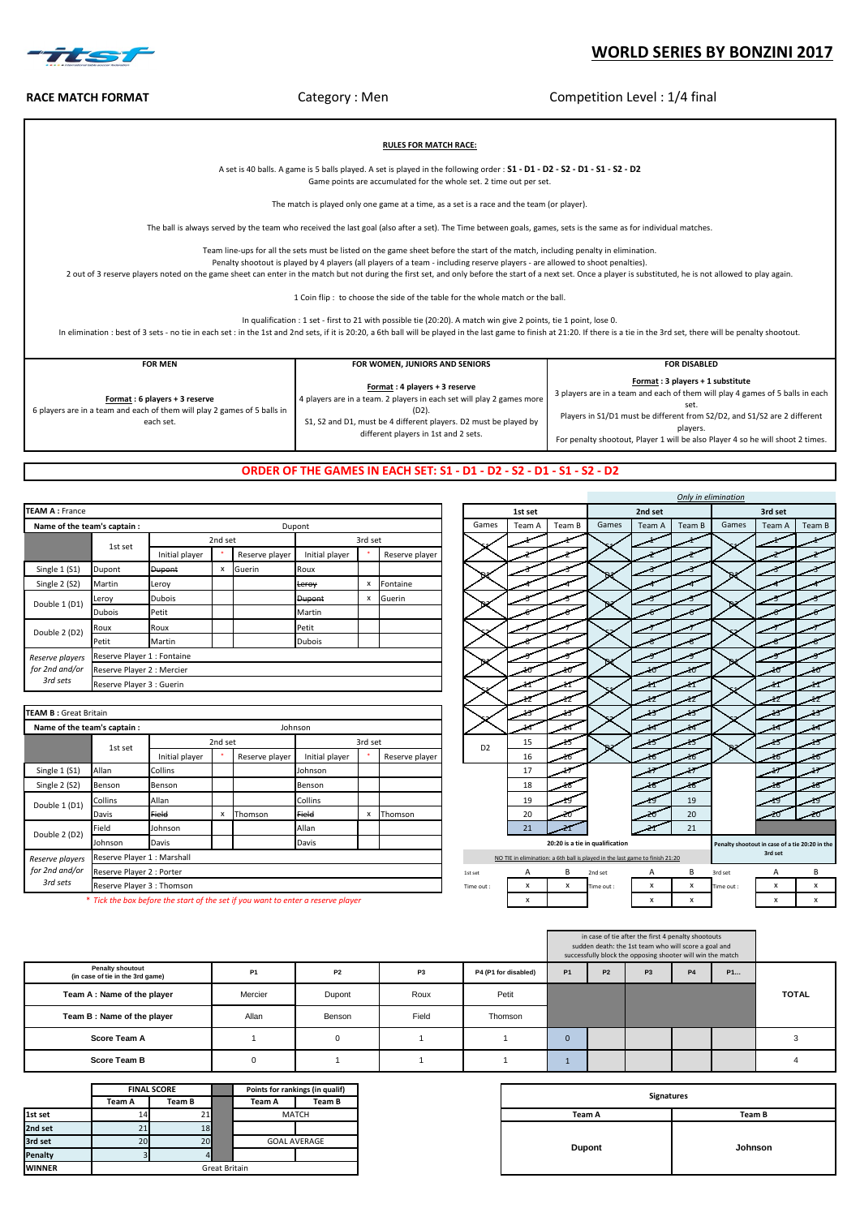# WORLD SERIES BY BONZINI 2017

**RACE MATCH FORMAT** Category : Men Competition Level : 1/4 final

**RULES FOR MATCH RACE:**

A set is 40 balls. A game is 5 balls played. A set is played in the following order : **S1 - D1 - D2 - S2 - D1 - S1 - S2 - D2**
Game points are accumulated for the whole set. 2 time out per set.

The match is played only one game at a time, as a set is a race and the team (or player).

The ball is always served by the team who received the last goal (also after a set). The Time between goals, games, sets is the same as for individual matches.

Team line-ups for all the sets must be listed on the game sheet before the start of the match, including penalty in elimination.
Penalty shootout is played by 4 players (all players of a team - including reserve players - are allowed to shoot penalties).
2 out of 3 reserve players noted on the game sheet can enter in the match but not during the first set, and only before the start of a next set. Once a player is substituted, he is not allowed to play again.

1 Coin flip : to choose the side of the table for the whole match or the ball.

In qualification : 1 set - first to 21 with possible tie (20:20). A match win give 2 points, tie 1 point, lose 0.
In elimination : best of 3 sets - no tie in each set : in the 1st and 2nd sets, if it is 20:20, a 6th ball will be played in the last game to finish at 21:20. If there is a tie in the 3rd set, there will be penalty shootout.

| FOR MEN | FOR WOMEN, JUNIORS AND SENIORS | FOR DISABLED |
|---|---|---|
| Format : 6 players + 3 reserve<br>6 players are in a team and each of them will play 2 games of 5 balls in each set. | Format : 4 players + 3 reserve<br>4 players are in a team. 2 players in each set will play 2 games more (D2).<br>S1, S2 and D1, must be 4 different players. D2 must be played by different players in 1st and 2 sets. | Format : 3 players + 1 substitute<br>3 players are in a team and each of them will play 4 games of 5 balls in each set.<br>Players in S1/D1 must be different from S2/D2, and S1/S2 are 2 different players.<br>For penalty shootout, Player 1 will be also Player 4 so he will shoot 2 times. |

**ORDER OF THE GAMES IN EACH SET: S1 - D1 - D2 - S2 - D1 - S1 - S2 - D2**

**TEAM A :** France

| Name of the team's captain : | Dupont | | | | | | |
|---|---|---|---|---|---|---|---|
| | 1st set | 2nd set | | | 3rd set | | |
| | | Initial player | * | Reserve player | Initial player | * | Reserve player |
| Single 1 (S1) | Dupont | ~~Dupont~~ | x | Guerin | Roux | | |
| Single 2 (S2) | Martin | Leroy | | | ~~Leroy~~ | x | Fontaine |
| Double 1 (D1) | Leroy | Dubois | | | ~~Dupont~~ | x | Guerin |
| | Dubois | Petit | | | Martin | | |
| Double 2 (D2) | Roux | Roux | | | Petit | | |
| | Petit | Martin | | | Dubois | | |
| Reserve players for 2nd and/or 3rd sets | Reserve Player 1 : Fontaine | | | | | | |
| | Reserve Player 2 : Mercier | | | | | | |
| | Reserve Player 3 : Guerin | | | | | | |

**TEAM B :** Great Britain

| Name of the team's captain : | Johnson | | | | | | |
|---|---|---|---|---|---|---|---|
| | 1st set | 2nd set | | | 3rd set | | |
| | | Initial player | * | Reserve player | Initial player | * | Reserve player |
| Single 1 (S1) | Allan | Collins | | | Johnson | | |
| Single 2 (S2) | Benson | Benson | | | Benson | | |
| Double 1 (D1) | Collins | Allan | | | Collins | | |
| | Davis | ~~Field~~ | x | Thomson | ~~Field~~ | x | Thomson |
| Double 2 (D2) | Field | Johnson | | | Allan | | |
| | Johnson | Davis | | | Davis | | |
| Reserve players for 2nd and/or 3rd sets | Reserve Player 1 : Marshall | | | | | | |
| | Reserve Player 2 : Porter | | | | | | |
| | Reserve Player 3 : Thomson | | | | | | |

\* Tick the box before the start of the set if you want to enter a reserve player

*Only in elimination*

| Games | 1st set Team A | 1st set Team B | Games | 2nd set Team A | 2nd set Team B | Games | 3rd set Team A | 3rd set Team B |
|---|---|---|---|---|---|---|---|---|
| S1 | ~~1~~ | ~~1~~ | S1 | ~~1~~ | ~~1~~ | S1 | ~~1~~ | ~~1~~ |
| | ~~2~~ | ~~2~~ | | ~~2~~ | ~~2~~ | | ~~2~~ | ~~2~~ |
| D1 | ~~3~~ | ~~3~~ | D1 | ~~3~~ | ~~3~~ | D1 | ~~3~~ | ~~3~~ |
| | ~~4~~ | ~~4~~ | | ~~4~~ | ~~4~~ | | ~~4~~ | ~~4~~ |
| D2 | ~~5~~ | ~~5~~ | D2 | ~~5~~ | ~~5~~ | D2 | ~~5~~ | ~~5~~ |
| | ~~6~~ | ~~6~~ | | ~~6~~ | ~~6~~ | | ~~6~~ | ~~6~~ |
| S2 | ~~7~~ | ~~7~~ | S2 | ~~7~~ | ~~7~~ | S2 | ~~7~~ | ~~7~~ |
| | ~~8~~ | ~~8~~ | | ~~8~~ | ~~8~~ | | ~~8~~ | ~~8~~ |
| D1 | ~~9~~ | ~~9~~ | D1 | ~~9~~ | ~~9~~ | D1 | ~~9~~ | ~~9~~ |
| | ~~10~~ | ~~10~~ | | ~~10~~ | ~~10~~ | | ~~10~~ | ~~10~~ |
| S1 | ~~11~~ | ~~11~~ | S1 | ~~11~~ | ~~11~~ | S1 | ~~11~~ | ~~11~~ |
| | ~~12~~ | ~~12~~ | | ~~12~~ | ~~12~~ | | ~~12~~ | ~~12~~ |
| S2 | ~~13~~ | ~~13~~ | S2 | ~~13~~ | ~~13~~ | S2 | ~~13~~ | ~~13~~ |
| | ~~14~~ | ~~14~~ | | ~~14~~ | ~~14~~ | | ~~14~~ | ~~14~~ |
| D2 | 15 | ~~15~~ | D2 | ~~15~~ | ~~15~~ | D2 | ~~15~~ | ~~15~~ |
| | 16 | ~~16~~ | | ~~16~~ | ~~16~~ | | ~~16~~ | ~~16~~ |
| | 17 | ~~17~~ | | ~~17~~ | ~~17~~ | | ~~17~~ | ~~17~~ |
| | 18 | ~~18~~ | | ~~18~~ | ~~18~~ | | ~~18~~ | ~~18~~ |
| | 19 | ~~19~~ | | ~~19~~ | 19 | | ~~19~~ | ~~19~~ |
| | 20 | ~~20~~ | | ~~20~~ | 20 | | ~~20~~ | ~~20~~ |
| | 21 | ~~21~~ | | ~~21~~ | 21 | | | |

20:20 is a tie in qualification

NO TIE in elimination: a 6th ball is played in the last game to finish 21:20

Penalty shootout in case of a tie 20:20 in the 3rd set

| | A | B | | A | B | | A | B |
|---|---|---|---|---|---|---|---|---|
| Time out : | x | x | Time out : | x | x | Time out : | x | x |
| | x | | | x | x | | x | x |

in case of tie after the first 4 penalty shootouts sudden death: the 1st team who will score a goal and successfully block the opposing shooter will win the match

| Penalty shootout (in case of tie in the 3rd game) | P1 | P2 | P3 | P4 (P1 for disabled) | P1 | P2 | P3 | P4 | P1... | TOTAL |
|---|---|---|---|---|---|---|---|---|---|---|
| Team A : Name of the player | Mercier | Dupont | Roux | Petit | | | | | | |
| Team B : Name of the player | Allan | Benson | Field | Thomson | | | | | | |
| Score Team A | 1 | 0 | 1 | 1 | 0 | | | | | 3 |
| Score Team B | 0 | 1 | 1 | 1 | 1 | | | | | 4 |

| | FINAL SCORE Team A | FINAL SCORE Team B | Points for rankings (in qualif) Team A | Points for rankings (in qualif) Team B |
|---|---|---|---|---|
| 1st set | 14 | 21 | MATCH | |
| 2nd set | 21 | 18 | | |
| 3rd set | 20 | 20 | GOAL AVERAGE | |
| Penalty | 3 | 4 | | |
| WINNER | Great Britain | | | |

| Signatures | |
|---|---|
| Team A | Team B |
| Dupont | Johnson |